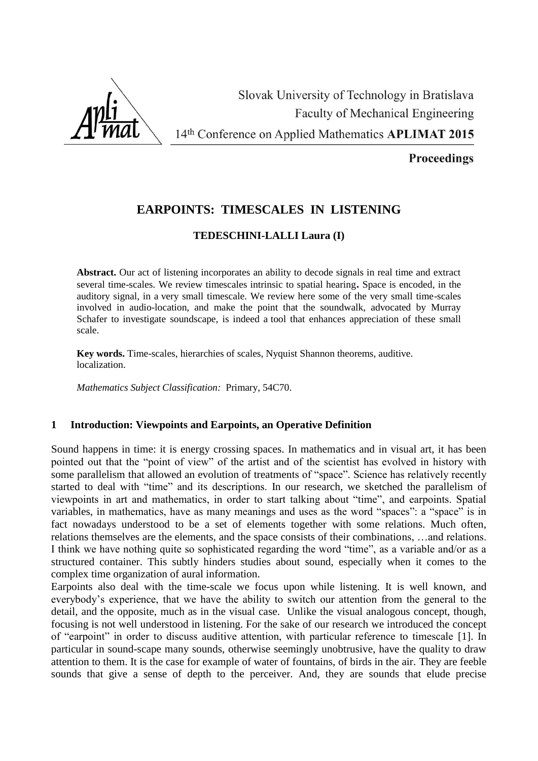# EARPOINTS: TIMESCALES IN LISTENING

**TEDESCHINI-LALLI Laura (I)**

**Abstract.** Our act of listening incorporates an ability to decode signals in real time and extract several time-scales. We review timescales intrinsic to spatial hearing**.** Space is encoded, in the auditory signal, in a very small timescale. We review here some of the very small time-scales involved in audio-location, and make the point that the soundwalk, advocated by Murray Schafer to investigate soundscape, is indeed a tool that enhances appreciation of these small scale.

**Key words.** Time-scales, hierarchies of scales, Nyquist Shannon theorems, auditive. localization.

*Mathematics Subject Classification:* Primary, 54C70.

## 1 Introduction: Viewpoints and Earpoints, an Operative Definition

Sound happens in time: it is energy crossing spaces. In mathematics and in visual art, it has been pointed out that the "point of view" of the artist and of the scientist has evolved in history with some parallelism that allowed an evolution of treatments of "space". Science has relatively recently started to deal with "time" and its descriptions. In our research, we sketched the parallelism of viewpoints in art and mathematics, in order to start talking about "time", and earpoints. Spatial variables, in mathematics, have as many meanings and uses as the word "spaces": a "space" is in fact nowadays understood to be a set of elements together with some relations. Much often, relations themselves are the elements, and the space consists of their combinations, …and relations. I think we have nothing quite so sophisticated regarding the word "time", as a variable and/or as a structured container. This subtly hinders studies about sound, especially when it comes to the complex time organization of aural information.

Earpoints also deal with the time-scale we focus upon while listening. It is well known, and everybody's experience, that we have the ability to switch our attention from the general to the detail, and the opposite, much as in the visual case. Unlike the visual analogous concept, though, focusing is not well understood in listening. For the sake of our research we introduced the concept of "earpoint" in order to discuss auditive attention, with particular reference to timescale [1]. In particular in sound-scape many sounds, otherwise seemingly unobtrusive, have the quality to draw attention to them. It is the case for example of water of fountains, of birds in the air. They are feeble sounds that give a sense of depth to the perceiver. And, they are sounds that elude precise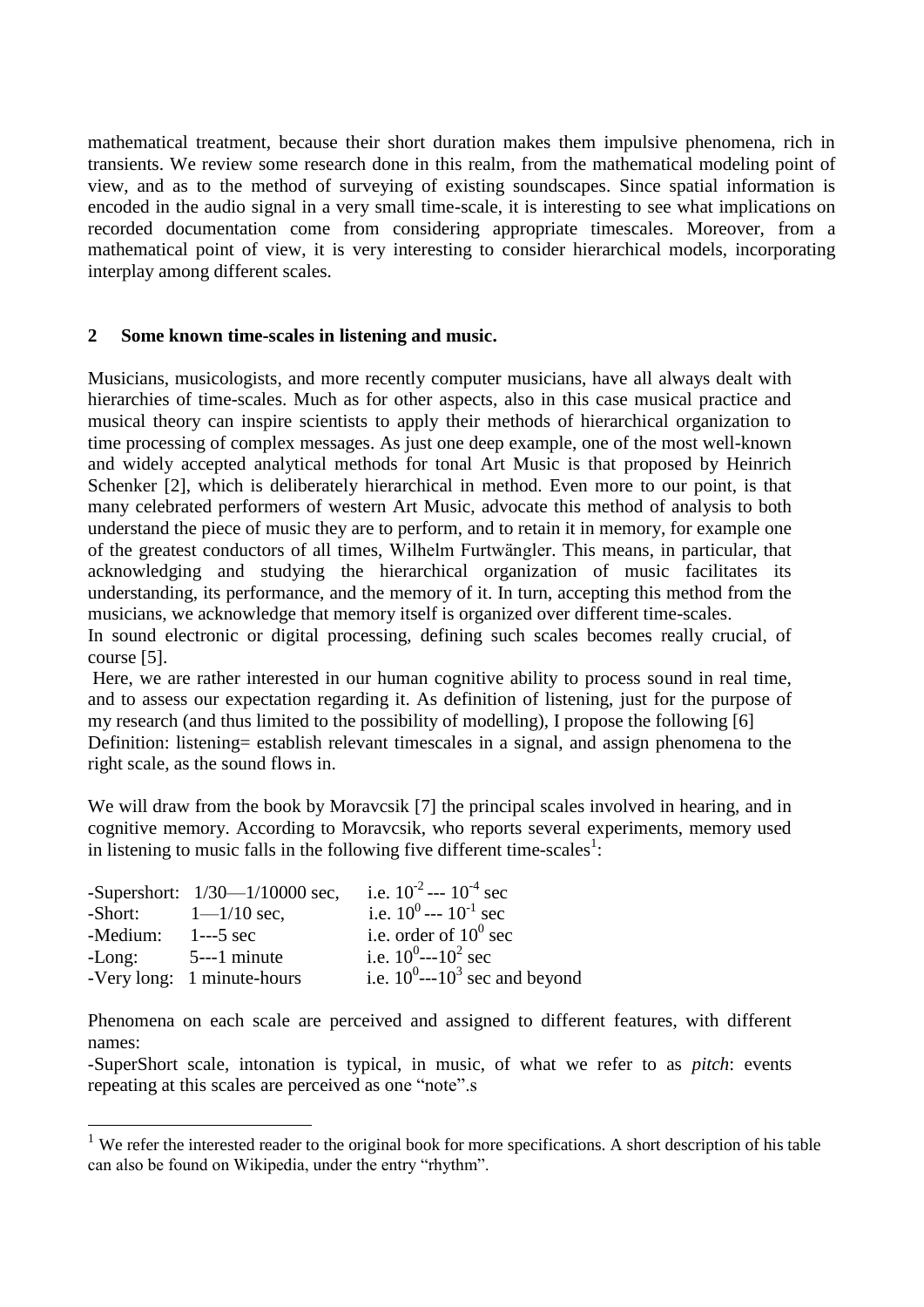mathematical treatment, because their short duration makes them impulsive phenomena, rich in transients. We review some research done in this realm, from the mathematical modeling point of view, and as to the method of surveying of existing soundscapes. Since spatial information is encoded in the audio signal in a very small time-scale, it is interesting to see what implications on recorded documentation come from considering appropriate timescales. Moreover, from a mathematical point of view, it is very interesting to consider hierarchical models, incorporating interplay among different scales.

## 2 Some known time-scales in listening and music.

Musicians, musicologists, and more recently computer musicians, have all always dealt with hierarchies of time-scales. Much as for other aspects, also in this case musical practice and musical theory can inspire scientists to apply their methods of hierarchical organization to time processing of complex messages. As just one deep example, one of the most well-known and widely accepted analytical methods for tonal Art Music is that proposed by Heinrich Schenker [2], which is deliberately hierarchical in method. Even more to our point, is that many celebrated performers of western Art Music, advocate this method of analysis to both understand the piece of music they are to perform, and to retain it in memory, for example one of the greatest conductors of all times, Wilhelm Furtwängler. This means, in particular, that acknowledging and studying the hierarchical organization of music facilitates its understanding, its performance, and the memory of it. In turn, accepting this method from the musicians, we acknowledge that memory itself is organized over different time-scales.

In sound electronic or digital processing, defining such scales becomes really crucial, of course [5].

Here, we are rather interested in our human cognitive ability to process sound in real time, and to assess our expectation regarding it. As definition of listening, just for the purpose of my research (and thus limited to the possibility of modelling), I propose the following [6]

Definition: listening= establish relevant timescales in a signal, and assign phenomena to the right scale, as the sound flows in.

We will draw from the book by Moravcsik [7] the principal scales involved in hearing, and in cognitive memory. According to Moravcsik, who reports several experiments, memory used in listening to music falls in the following five different time-scales[1]:

| | | |
|---|---|---|
| -Supershort: | 1/30—1/10000 sec, | i.e. $10^{-2}$ --- $10^{-4}$ sec |
| -Short: | 1—1/10 sec, | i.e. $10^{0}$ --- $10^{-1}$ sec |
| -Medium: | 1---5 sec | i.e. order of $10^{0}$ sec |
| -Long: | 5---1 minute | i.e. $10^{0}$---$10^{2}$ sec |
| -Very long: | 1 minute-hours | i.e. $10^{0}$---$10^{3}$ sec and beyond |

Phenomena on each scale are perceived and assigned to different features, with different names:

-SuperShort scale, intonation is typical, in music, of what we refer to as *pitch*: events repeating at this scales are perceived as one "note".s

[1] We refer the interested reader to the original book for more specifications. A short description of his table can also be found on Wikipedia, under the entry "rhythm".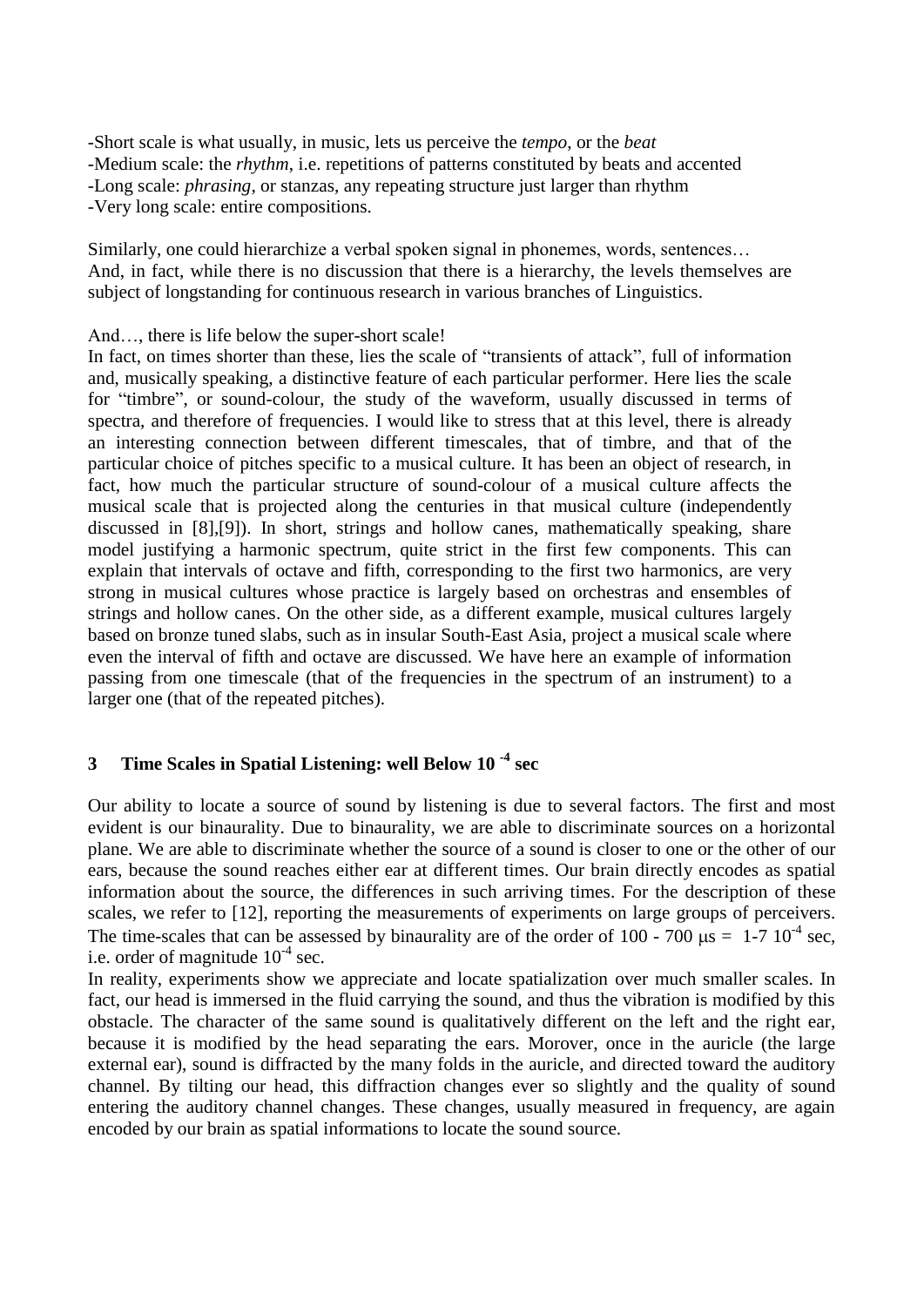-Short scale is what usually, in music, lets us perceive the *tempo*, or the *beat*
-Medium scale: the *rhythm*, i.e. repetitions of patterns constituted by beats and accented
-Long scale: *phrasing*, or stanzas, any repeating structure just larger than rhythm
-Very long scale: entire compositions.

Similarly, one could hierarchize a verbal spoken signal in phonemes, words, sentences…
And, in fact, while there is no discussion that there is a hierarchy, the levels themselves are subject of longstanding for continuous research in various branches of Linguistics.

And…, there is life below the super-short scale!
In fact, on times shorter than these, lies the scale of "transients of attack", full of information and, musically speaking, a distinctive feature of each particular performer. Here lies the scale for "timbre", or sound-colour, the study of the waveform, usually discussed in terms of spectra, and therefore of frequencies. I would like to stress that at this level, there is already an interesting connection between different timescales, that of timbre, and that of the particular choice of pitches specific to a musical culture. It has been an object of research, in fact, how much the particular structure of sound-colour of a musical culture affects the musical scale that is projected along the centuries in that musical culture (independently discussed in [8],[9]). In short, strings and hollow canes, mathematically speaking, share model justifying a harmonic spectrum, quite strict in the first few components. This can explain that intervals of octave and fifth, corresponding to the first two harmonics, are very strong in musical cultures whose practice is largely based on orchestras and ensembles of strings and hollow canes. On the other side, as a different example, musical cultures largely based on bronze tuned slabs, such as in insular South-East Asia, project a musical scale where even the interval of fifth and octave are discussed. We have here an example of information passing from one timescale (that of the frequencies in the spectrum of an instrument) to a larger one (that of the repeated pitches).

## 3 Time Scales in Spatial Listening: well Below $10^{-4}$ sec

Our ability to locate a source of sound by listening is due to several factors. The first and most evident is our binaurality. Due to binaurality, we are able to discriminate sources on a horizontal plane. We are able to discriminate whether the source of a sound is closer to one or the other of our ears, because the sound reaches either ear at different times. Our brain directly encodes as spatial information about the source, the differences in such arriving times. For the description of these scales, we refer to [12], reporting the measurements of experiments on large groups of perceivers. The time-scales that can be assessed by binaurality are of the order of 100 - 700 $\mu$s = 1-7 $10^{-4}$ sec, i.e. order of magnitude $10^{-4}$ sec.
In reality, experiments show we appreciate and locate spatialization over much smaller scales. In fact, our head is immersed in the fluid carrying the sound, and thus the vibration is modified by this obstacle. The character of the same sound is qualitatively different on the left and the right ear, because it is modified by the head separating the ears. Morover, once in the auricle (the large external ear), sound is diffracted by the many folds in the auricle, and directed toward the auditory channel. By tilting our head, this diffraction changes ever so slightly and the quality of sound entering the auditory channel changes. These changes, usually measured in frequency, are again encoded by our brain as spatial informations to locate the sound source.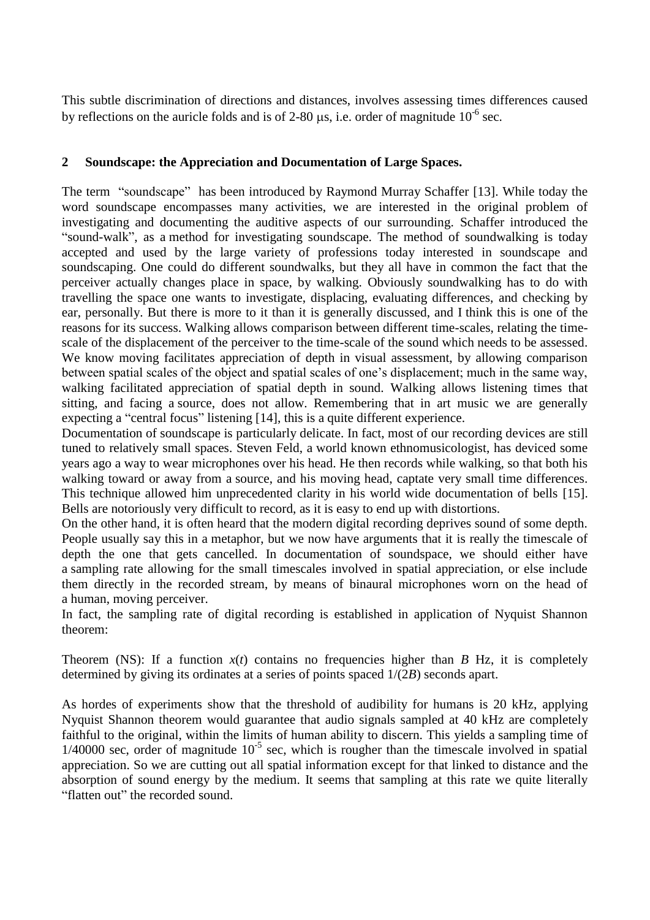This subtle discrimination of directions and distances, involves assessing times differences caused by reflections on the auricle folds and is of 2-80 μs, i.e. order of magnitude $10^{-6}$ sec.

## 2 Soundscape: the Appreciation and Documentation of Large Spaces.

The term "soundscape" has been introduced by Raymond Murray Schaffer [13]. While today the word soundscape encompasses many activities, we are interested in the original problem of investigating and documenting the auditive aspects of our surrounding. Schaffer introduced the "sound-walk", as a method for investigating soundscape. The method of soundwalking is today accepted and used by the large variety of professions today interested in soundscape and soundscaping. One could do different soundwalks, but they all have in common the fact that the perceiver actually changes place in space, by walking. Obviously soundwalking has to do with travelling the space one wants to investigate, displacing, evaluating differences, and checking by ear, personally. But there is more to it than it is generally discussed, and I think this is one of the reasons for its success. Walking allows comparison between different time-scales, relating the time-scale of the displacement of the perceiver to the time-scale of the sound which needs to be assessed. We know moving facilitates appreciation of depth in visual assessment, by allowing comparison between spatial scales of the object and spatial scales of one's displacement; much in the same way, walking facilitated appreciation of spatial depth in sound. Walking allows listening times that sitting, and facing a source, does not allow. Remembering that in art music we are generally expecting a "central focus" listening [14], this is a quite different experience.

Documentation of soundscape is particularly delicate. In fact, most of our recording devices are still tuned to relatively small spaces. Steven Feld, a world known ethnomusicologist, has deviced some years ago a way to wear microphones over his head. He then records while walking, so that both his walking toward or away from a source, and his moving head, captate very small time differences. This technique allowed him unprecedented clarity in his world wide documentation of bells [15]. Bells are notoriously very difficult to record, as it is easy to end up with distortions.

On the other hand, it is often heard that the modern digital recording deprives sound of some depth. People usually say this in a metaphor, but we now have arguments that it is really the timescale of depth the one that gets cancelled. In documentation of soundspace, we should either have a sampling rate allowing for the small timescales involved in spatial appreciation, or else include them directly in the recorded stream, by means of binaural microphones worn on the head of a human, moving perceiver.

In fact, the sampling rate of digital recording is established in application of Nyquist Shannon theorem:

Theorem (NS): If a function $x(t)$ contains no frequencies higher than $B$ Hz, it is completely determined by giving its ordinates at a series of points spaced $1/(2B)$ seconds apart.

As hordes of experiments show that the threshold of audibility for humans is 20 kHz, applying Nyquist Shannon theorem would guarantee that audio signals sampled at 40 kHz are completely faithful to the original, within the limits of human ability to discern. This yields a sampling time of 1/40000 sec, order of magnitude $10^{-5}$ sec, which is rougher than the timescale involved in spatial appreciation. So we are cutting out all spatial information except for that linked to distance and the absorption of sound energy by the medium. It seems that sampling at this rate we quite literally "flatten out" the recorded sound.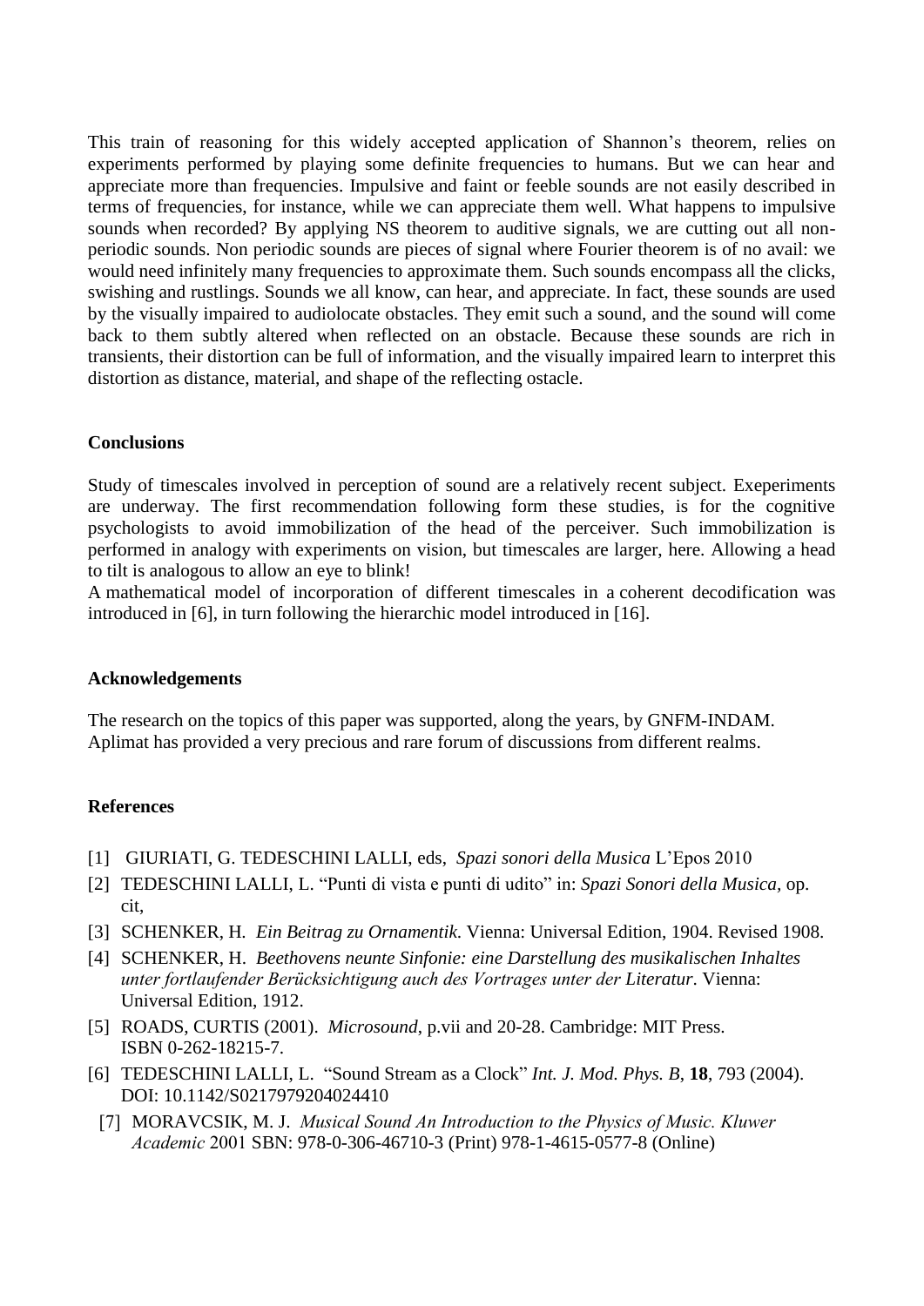This train of reasoning for this widely accepted application of Shannon's theorem, relies on experiments performed by playing some definite frequencies to humans. But we can hear and appreciate more than frequencies. Impulsive and faint or feeble sounds are not easily described in terms of frequencies, for instance, while we can appreciate them well. What happens to impulsive sounds when recorded? By applying NS theorem to auditive signals, we are cutting out all non-periodic sounds. Non periodic sounds are pieces of signal where Fourier theorem is of no avail: we would need infinitely many frequencies to approximate them. Such sounds encompass all the clicks, swishing and rustlings. Sounds we all know, can hear, and appreciate. In fact, these sounds are used by the visually impaired to audiolocate obstacles. They emit such a sound, and the sound will come back to them subtly altered when reflected on an obstacle. Because these sounds are rich in transients, their distortion can be full of information, and the visually impaired learn to interpret this distortion as distance, material, and shape of the reflecting ostacle.

## Conclusions

Study of timescales involved in perception of sound are a relatively recent subject. Exeperiments are underway. The first recommendation following form these studies, is for the cognitive psychologists to avoid immobilization of the head of the perceiver. Such immobilization is performed in analogy with experiments on vision, but timescales are larger, here. Allowing a head to tilt is analogous to allow an eye to blink!

A mathematical model of incorporation of different timescales in a coherent decodification was introduced in [6], in turn following the hierarchic model introduced in [16].

## Acknowledgements

The research on the topics of this paper was supported, along the years, by GNFM-INDAM.
Aplimat has provided a very precious and rare forum of discussions from different realms.

## References

[1] GIURIATI, G. TEDESCHINI LALLI, eds, *Spazi sonori della Musica* L'Epos 2010

[2] TEDESCHINI LALLI, L. "Punti di vista e punti di udito" in: *Spazi Sonori della Musica*, op. cit,

[3] SCHENKER, H. *Ein Beitrag zu Ornamentik*. Vienna: Universal Edition, 1904. Revised 1908.

[4] SCHENKER, H. *Beethovens neunte Sinfonie: eine Darstellung des musikalischen Inhaltes unter fortlaufender Berücksichtigung auch des Vortrages unter der Literatur*. Vienna: Universal Edition, 1912.

[5] ROADS, CURTIS (2001). *Microsound*, p.vii and 20-28. Cambridge: MIT Press. ISBN 0-262-18215-7.

[6] TEDESCHINI LALLI, L. "Sound Stream as a Clock" *Int. J. Mod. Phys. B*, **18**, 793 (2004). DOI: 10.1142/S0217979204024410

[7] MORAVCSIK, M. J. *Musical Sound An Introduction to the Physics of Music. Kluwer Academic* 2001 SBN: 978-0-306-46710-3 (Print) 978-1-4615-0577-8 (Online)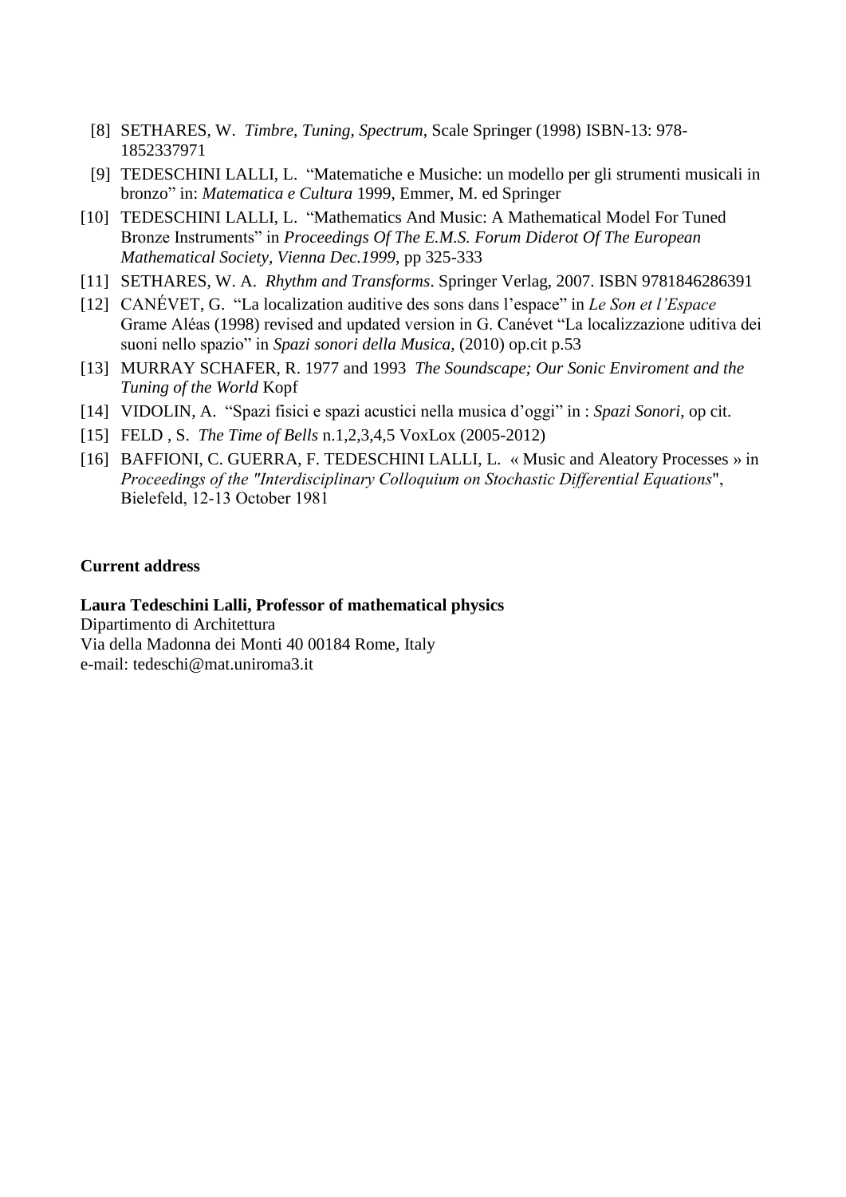[8] SETHARES, W. *Timbre, Tuning, Spectrum*, Scale Springer (1998) ISBN-13: 978-1852337971

[9] TEDESCHINI LALLI, L. "Matematiche e Musiche: un modello per gli strumenti musicali in bronzo" in: *Matematica e Cultura* 1999, Emmer, M. ed Springer

[10] TEDESCHINI LALLI, L. "Mathematics And Music: A Mathematical Model For Tuned Bronze Instruments" in *Proceedings Of The E.M.S. Forum Diderot Of The European Mathematical Society, Vienna Dec.1999*, pp 325-333

[11] SETHARES, W. A. *Rhythm and Transforms*. Springer Verlag, 2007. ISBN 9781846286391

[12] CANÉVET, G. "La localization auditive des sons dans l'espace" in *Le Son et l'Espace* Grame Aléas (1998) revised and updated version in G. Canévet "La localizzazione uditiva dei suoni nello spazio" in *Spazi sonori della Musica*, (2010) op.cit p.53

[13] MURRAY SCHAFER, R. 1977 and 1993 *The Soundscape; Our Sonic Enviroment and the Tuning of the World* Kopf

[14] VIDOLIN, A. "Spazi fisici e spazi acustici nella musica d'oggi" in : *Spazi Sonori*, op cit.

[15] FELD , S. *The Time of Bells* n.1,2,3,4,5 VoxLox (2005-2012)

[16] BAFFIONI, C. GUERRA, F. TEDESCHINI LALLI, L. « Music and Aleatory Processes » in *Proceedings of the "Interdisciplinary Colloquium on Stochastic Differential Equations"*, Bielefeld, 12-13 October 1981

**Current address**

**Laura Tedeschini Lalli, Professor of mathematical physics**
Dipartimento di Architettura
Via della Madonna dei Monti 40 00184 Rome, Italy
e-mail: tedeschi@mat.uniroma3.it